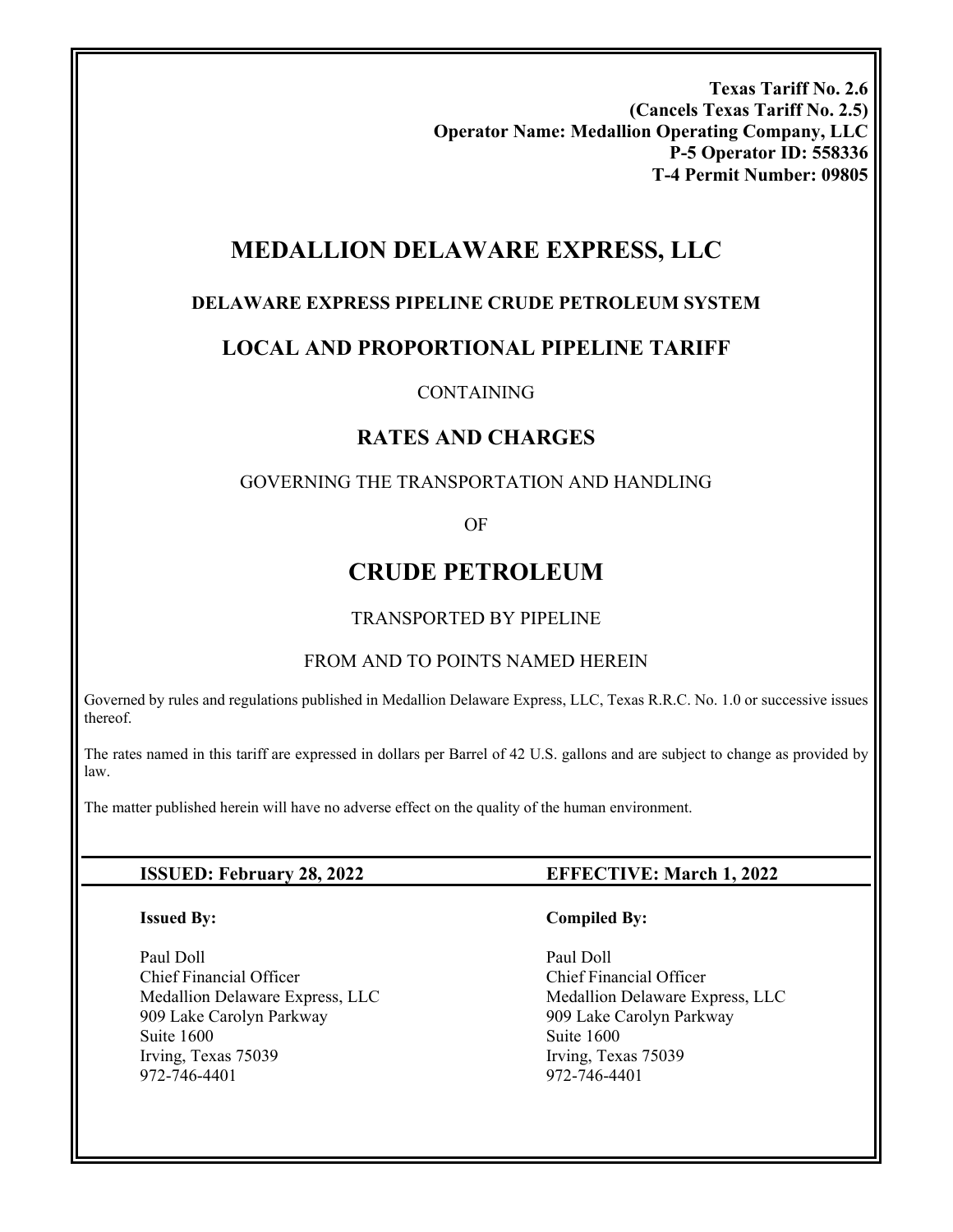**Texas Tariff No. 2.6**
**(Cancels Texas Tariff No. 2.5)**
**Operator Name: Medallion Operating Company, LLC**
**P-5 Operator ID: 558336**
**T-4 Permit Number: 09805**

# MEDALLION DELAWARE EXPRESS, LLC

### DELAWARE EXPRESS PIPELINE CRUDE PETROLEUM SYSTEM

## LOCAL AND PROPORTIONAL PIPELINE TARIFF

CONTAINING

## RATES AND CHARGES

GOVERNING THE TRANSPORTATION AND HANDLING

OF

# CRUDE PETROLEUM

TRANSPORTED BY PIPELINE

FROM AND TO POINTS NAMED HEREIN

Governed by rules and regulations published in Medallion Delaware Express, LLC, Texas R.R.C. No. 1.0 or successive issues thereof.

The rates named in this tariff are expressed in dollars per Barrel of 42 U.S. gallons and are subject to change as provided by law.

The matter published herein will have no adverse effect on the quality of the human environment.

**ISSUED: February 28, 2022** **EFFECTIVE: March 1, 2022**

**Issued By:**

Paul Doll
Chief Financial Officer
Medallion Delaware Express, LLC
909 Lake Carolyn Parkway
Suite 1600
Irving, Texas 75039
972-746-4401

**Compiled By:**

Paul Doll
Chief Financial Officer
Medallion Delaware Express, LLC
909 Lake Carolyn Parkway
Suite 1600
Irving, Texas 75039
972-746-4401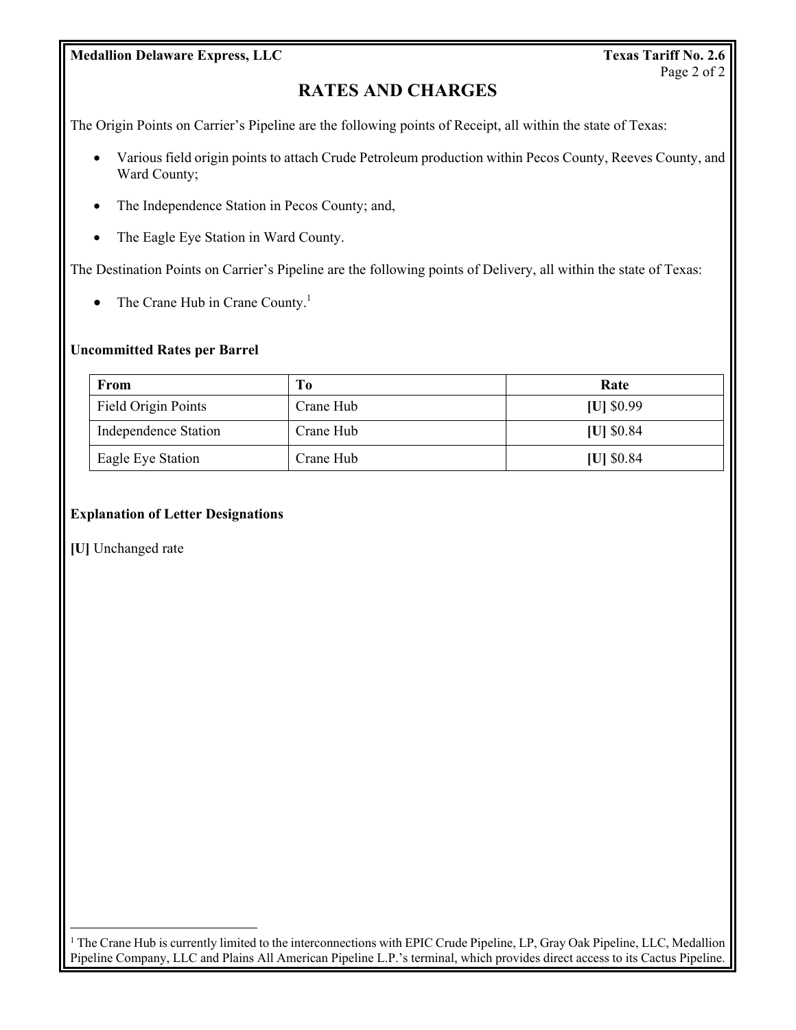# RATES AND CHARGES

The Origin Points on Carrier's Pipeline are the following points of Receipt, all within the state of Texas:

- Various field origin points to attach Crude Petroleum production within Pecos County, Reeves County, and Ward County;
- The Independence Station in Pecos County; and,
- The Eagle Eye Station in Ward County.

The Destination Points on Carrier's Pipeline are the following points of Delivery, all within the state of Texas:

- The Crane Hub in Crane County.[1]

**Uncommitted Rates per Barrel**

| From | To | Rate |
| --- | --- | --- |
| Field Origin Points | Crane Hub | **[U]** $0.99 |
| Independence Station | Crane Hub | **[U]** $0.84 |
| Eagle Eye Station | Crane Hub | **[U]** $0.84 |

**Explanation of Letter Designations**

**[U]** Unchanged rate

[1] The Crane Hub is currently limited to the interconnections with EPIC Crude Pipeline, LP, Gray Oak Pipeline, LLC, Medallion Pipeline Company, LLC and Plains All American Pipeline L.P.'s terminal, which provides direct access to its Cactus Pipeline.